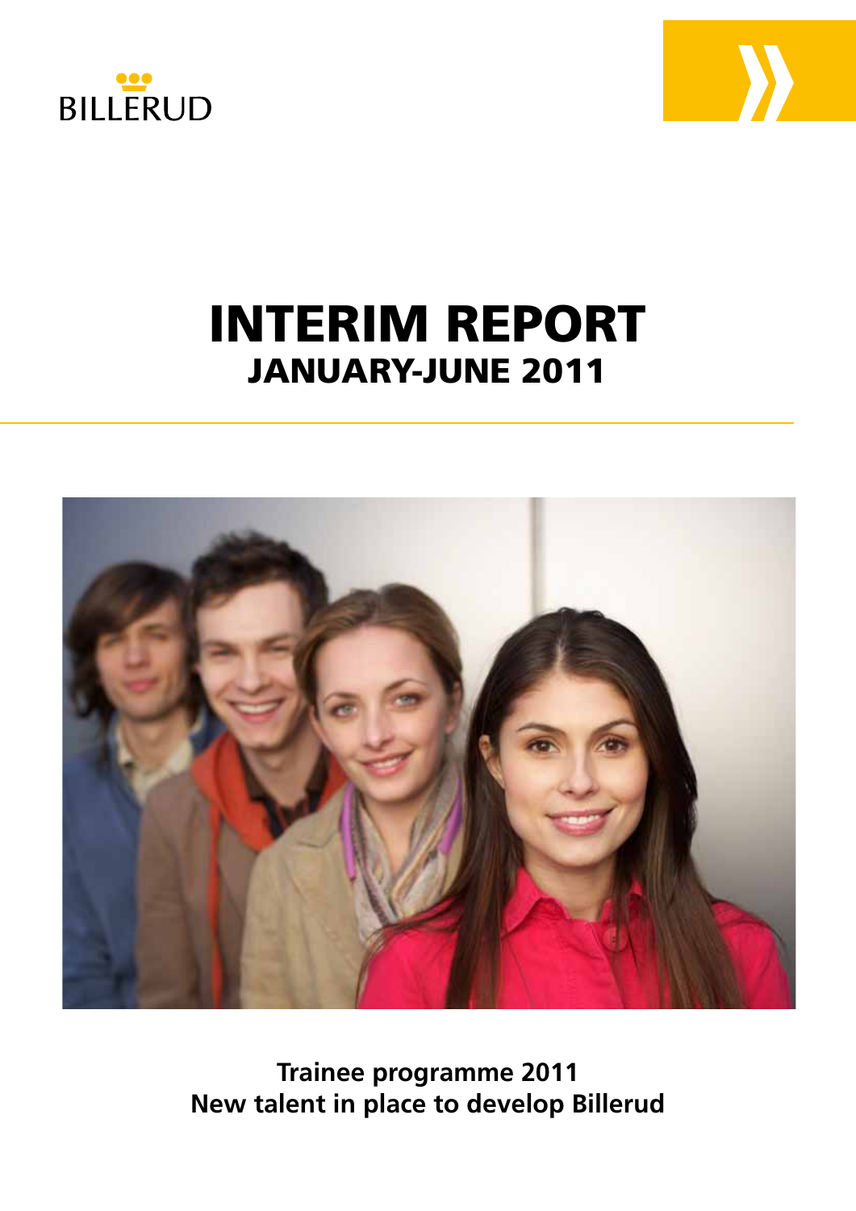BILLERUD

# INTERIM REPORT
## JANUARY-JUNE 2011

**Trainee programme 2011**
**New talent in place to develop Billerud**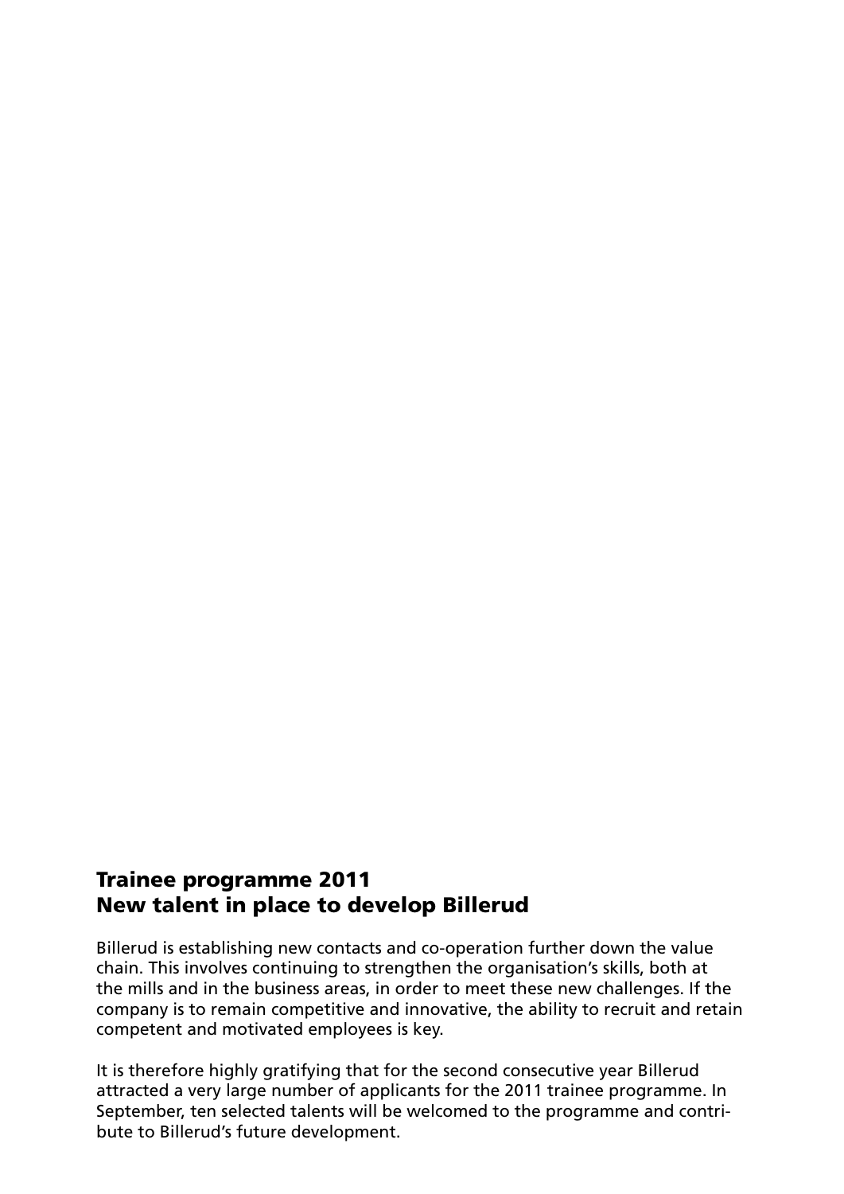## Trainee programme 2011
## New talent in place to develop Billerud

Billerud is establishing new contacts and co-operation further down the value chain. This involves continuing to strengthen the organisation's skills, both at the mills and in the business areas, in order to meet these new challenges. If the company is to remain competitive and innovative, the ability to recruit and retain competent and motivated employees is key.

It is therefore highly gratifying that for the second consecutive year Billerud attracted a very large number of applicants for the 2011 trainee programme. In September, ten selected talents will be welcomed to the programme and contribute to Billerud's future development.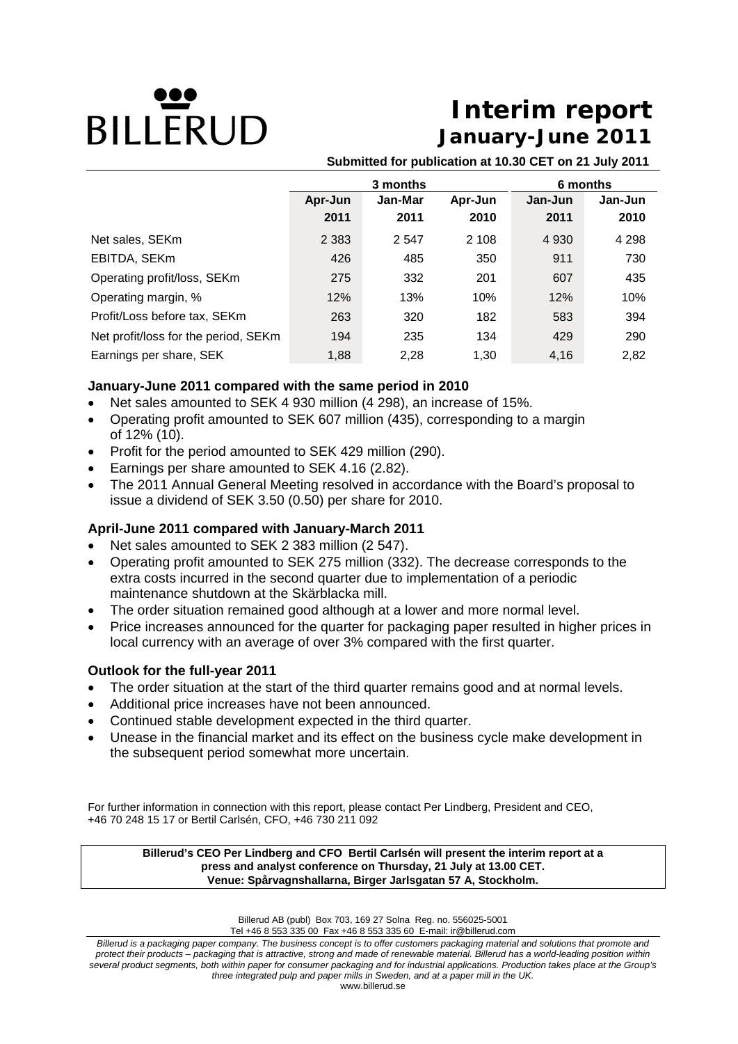BILLERUD

# Interim report
## January-June 2011

**Submitted for publication at 10.30 CET on 21 July 2011**

| | 3 months | | | 6 months | |
|---|---|---|---|---|---|
| | **Apr-Jun 2011** | **Jan-Mar 2011** | **Apr-Jun 2010** | **Jan-Jun 2011** | **Jan-Jun 2010** |
| Net sales, SEKm | 2 383 | 2 547 | 2 108 | 4 930 | 4 298 |
| EBITDA, SEKm | 426 | 485 | 350 | 911 | 730 |
| Operating profit/loss, SEKm | 275 | 332 | 201 | 607 | 435 |
| Operating margin, % | 12% | 13% | 10% | 12% | 10% |
| Profit/Loss before tax, SEKm | 263 | 320 | 182 | 583 | 394 |
| Net profit/loss for the period, SEKm | 194 | 235 | 134 | 429 | 290 |
| Earnings per share, SEK | 1,88 | 2,28 | 1,30 | 4,16 | 2,82 |

### January-June 2011 compared with the same period in 2010

- Net sales amounted to SEK 4 930 million (4 298), an increase of 15%.
- Operating profit amounted to SEK 607 million (435), corresponding to a margin of 12% (10).
- Profit for the period amounted to SEK 429 million (290).
- Earnings per share amounted to SEK 4.16 (2.82).
- The 2011 Annual General Meeting resolved in accordance with the Board's proposal to issue a dividend of SEK 3.50 (0.50) per share for 2010.

### April-June 2011 compared with January-March 2011

- Net sales amounted to SEK 2 383 million (2 547).
- Operating profit amounted to SEK 275 million (332). The decrease corresponds to the extra costs incurred in the second quarter due to implementation of a periodic maintenance shutdown at the Skärblacka mill.
- The order situation remained good although at a lower and more normal level.
- Price increases announced for the quarter for packaging paper resulted in higher prices in local currency with an average of over 3% compared with the first quarter.

### Outlook for the full-year 2011

- The order situation at the start of the third quarter remains good and at normal levels.
- Additional price increases have not been announced.
- Continued stable development expected in the third quarter.
- Unease in the financial market and its effect on the business cycle make development in the subsequent period somewhat more uncertain.

For further information in connection with this report, please contact Per Lindberg, President and CEO, +46 70 248 15 17 or Bertil Carlsén, CFO, +46 730 211 092

**Billerud's CEO Per Lindberg and CFO Bertil Carlsén will present the interim report at a press and analyst conference on Thursday, 21 July at 13.00 CET.**
**Venue: Spårvagnshallarna, Birger Jarlsgatan 57 A, Stockholm.**

Billerud AB (publ) Box 703, 169 27 Solna Reg. no. 556025-5001
Tel +46 8 553 335 00 Fax +46 8 553 335 60 E-mail: ir@billerud.com

*Billerud is a packaging paper company. The business concept is to offer customers packaging material and solutions that promote and protect their products – packaging that is attractive, strong and made of renewable material. Billerud has a world-leading position within several product segments, both within paper for consumer packaging and for industrial applications. Production takes place at the Group's three integrated pulp and paper mills in Sweden, and at a paper mill in the UK.*

www.billerud.se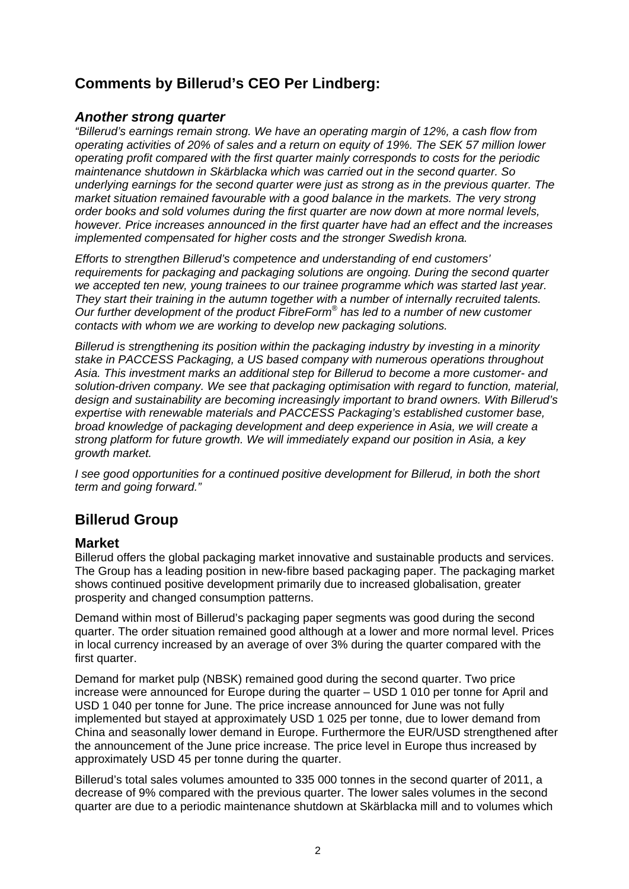## Comments by Billerud's CEO Per Lindberg:

### *Another strong quarter*

*"Billerud's earnings remain strong. We have an operating margin of 12%, a cash flow from operating activities of 20% of sales and a return on equity of 19%. The SEK 57 million lower operating profit compared with the first quarter mainly corresponds to costs for the periodic maintenance shutdown in Skärblacka which was carried out in the second quarter. So underlying earnings for the second quarter were just as strong as in the previous quarter. The market situation remained favourable with a good balance in the markets. The very strong order books and sold volumes during the first quarter are now down at more normal levels, however. Price increases announced in the first quarter have had an effect and the increases implemented compensated for higher costs and the stronger Swedish krona.*

*Efforts to strengthen Billerud's competence and understanding of end customers' requirements for packaging and packaging solutions are ongoing. During the second quarter we accepted ten new, young trainees to our trainee programme which was started last year. They start their training in the autumn together with a number of internally recruited talents. Our further development of the product FibreForm® has led to a number of new customer contacts with whom we are working to develop new packaging solutions.*

*Billerud is strengthening its position within the packaging industry by investing in a minority stake in PACCESS Packaging, a US based company with numerous operations throughout Asia. This investment marks an additional step for Billerud to become a more customer- and solution-driven company. We see that packaging optimisation with regard to function, material, design and sustainability are becoming increasingly important to brand owners. With Billerud's expertise with renewable materials and PACCESS Packaging's established customer base, broad knowledge of packaging development and deep experience in Asia, we will create a strong platform for future growth. We will immediately expand our position in Asia, a key growth market.*

*I see good opportunities for a continued positive development for Billerud, in both the short term and going forward."*

## Billerud Group

### Market

Billerud offers the global packaging market innovative and sustainable products and services. The Group has a leading position in new-fibre based packaging paper. The packaging market shows continued positive development primarily due to increased globalisation, greater prosperity and changed consumption patterns.

Demand within most of Billerud's packaging paper segments was good during the second quarter. The order situation remained good although at a lower and more normal level. Prices in local currency increased by an average of over 3% during the quarter compared with the first quarter.

Demand for market pulp (NBSK) remained good during the second quarter. Two price increase were announced for Europe during the quarter – USD 1 010 per tonne for April and USD 1 040 per tonne for June. The price increase announced for June was not fully implemented but stayed at approximately USD 1 025 per tonne, due to lower demand from China and seasonally lower demand in Europe. Furthermore the EUR/USD strengthened after the announcement of the June price increase. The price level in Europe thus increased by approximately USD 45 per tonne during the quarter.

Billerud's total sales volumes amounted to 335 000 tonnes in the second quarter of 2011, a decrease of 9% compared with the previous quarter. The lower sales volumes in the second quarter are due to a periodic maintenance shutdown at Skärblacka mill and to volumes which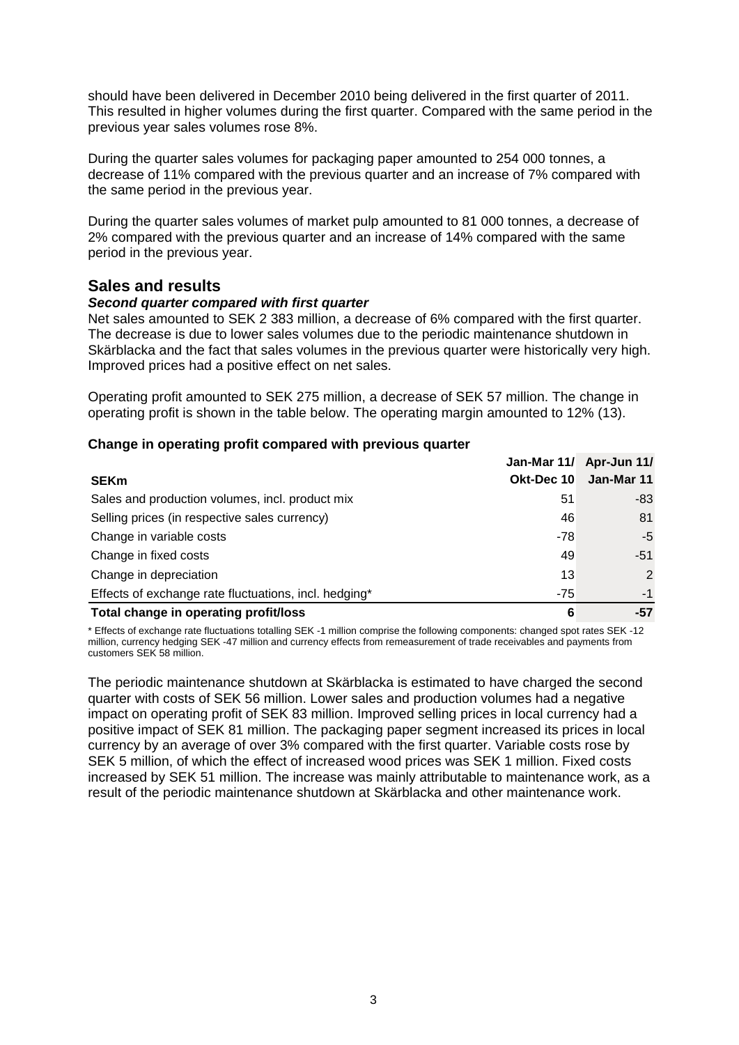should have been delivered in December 2010 being delivered in the first quarter of 2011. This resulted in higher volumes during the first quarter. Compared with the same period in the previous year sales volumes rose 8%.

During the quarter sales volumes for packaging paper amounted to 254 000 tonnes, a decrease of 11% compared with the previous quarter and an increase of 7% compared with the same period in the previous year.

During the quarter sales volumes of market pulp amounted to 81 000 tonnes, a decrease of 2% compared with the previous quarter and an increase of 14% compared with the same period in the previous year.

## Sales and results

***Second quarter compared with first quarter***

Net sales amounted to SEK 2 383 million, a decrease of 6% compared with the first quarter. The decrease is due to lower sales volumes due to the periodic maintenance shutdown in Skärblacka and the fact that sales volumes in the previous quarter were historically very high. Improved prices had a positive effect on net sales.

Operating profit amounted to SEK 275 million, a decrease of SEK 57 million. The change in operating profit is shown in the table below. The operating margin amounted to 12% (13).

**Change in operating profit compared with previous quarter**

| SEKm | Jan-Mar 11/ Okt-Dec 10 | Apr-Jun 11/ Jan-Mar 11 |
|---|---|---|
| Sales and production volumes, incl. product mix | 51 | -83 |
| Selling prices (in respective sales currency) | 46 | 81 |
| Change in variable costs | -78 | -5 |
| Change in fixed costs | 49 | -51 |
| Change in depreciation | 13 | 2 |
| Effects of exchange rate fluctuations, incl. hedging* | -75 | -1 |
| **Total change in operating profit/loss** | **6** | **-57** |

\* Effects of exchange rate fluctuations totalling SEK -1 million comprise the following components: changed spot rates SEK -12 million, currency hedging SEK -47 million and currency effects from remeasurement of trade receivables and payments from customers SEK 58 million.

The periodic maintenance shutdown at Skärblacka is estimated to have charged the second quarter with costs of SEK 56 million. Lower sales and production volumes had a negative impact on operating profit of SEK 83 million. Improved selling prices in local currency had a positive impact of SEK 81 million. The packaging paper segment increased its prices in local currency by an average of over 3% compared with the first quarter. Variable costs rose by SEK 5 million, of which the effect of increased wood prices was SEK 1 million. Fixed costs increased by SEK 51 million. The increase was mainly attributable to maintenance work, as a result of the periodic maintenance shutdown at Skärblacka and other maintenance work.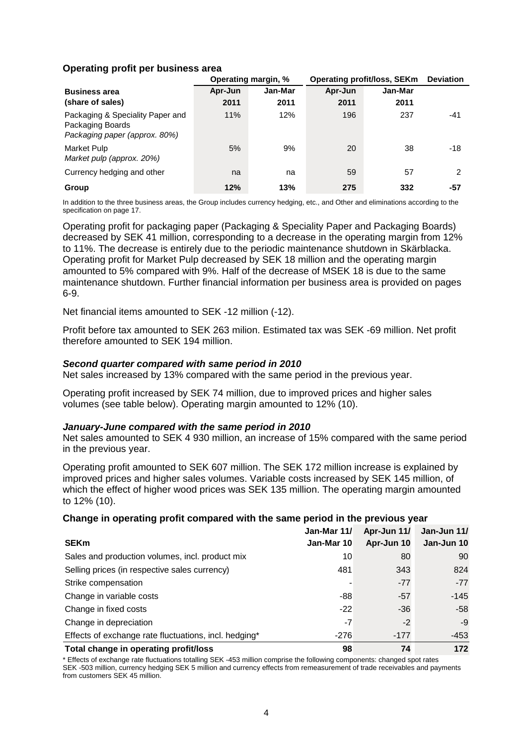### Operating profit per business area

| Business area (share of sales) | Operating margin, % | | Operating profit/loss, SEKm | | Deviation |
|---|---|---|---|---|---|
| | Apr-Jun 2011 | Jan-Mar 2011 | Apr-Jun 2011 | Jan-Mar 2011 | |
| Packaging & Speciality Paper and Packaging Boards *Packaging paper (approx. 80%)* | 11% | 12% | 196 | 237 | -41 |
| Market Pulp *Market pulp (approx. 20%)* | 5% | 9% | 20 | 38 | -18 |
| Currency hedging and other | na | na | 59 | 57 | 2 |
| **Group** | **12%** | **13%** | **275** | **332** | **-57** |

In addition to the three business areas, the Group includes currency hedging, etc., and Other and eliminations according to the specification on page 17.

Operating profit for packaging paper (Packaging & Speciality Paper and Packaging Boards) decreased by SEK 41 million, corresponding to a decrease in the operating margin from 12% to 11%. The decrease is entirely due to the periodic maintenance shutdown in Skärblacka. Operating profit for Market Pulp decreased by SEK 18 million and the operating margin amounted to 5% compared with 9%. Half of the decrease of MSEK 18 is due to the same maintenance shutdown. Further financial information per business area is provided on pages 6-9.

Net financial items amounted to SEK -12 million (-12).

Profit before tax amounted to SEK 263 milion. Estimated tax was SEK -69 million. Net profit therefore amounted to SEK 194 million.

#### *Second quarter compared with same period in 2010*

Net sales increased by 13% compared with the same period in the previous year.

Operating profit increased by SEK 74 million, due to improved prices and higher sales volumes (see table below). Operating margin amounted to 12% (10).

#### *January-June compared with the same period in 2010*

Net sales amounted to SEK 4 930 million, an increase of 15% compared with the same period in the previous year.

Operating profit amounted to SEK 607 million. The SEK 172 million increase is explained by improved prices and higher sales volumes. Variable costs increased by SEK 145 million, of which the effect of higher wood prices was SEK 135 million. The operating margin amounted to 12% (10).

### Change in operating profit compared with the same period in the previous year

| SEKm | Jan-Mar 11/ Jan-Mar 10 | Apr-Jun 11/ Apr-Jun 10 | Jan-Jun 11/ Jan-Jun 10 |
|---|---|---|---|
| Sales and production volumes, incl. product mix | 10 | 80 | 90 |
| Selling prices (in respective sales currency) | 481 | 343 | 824 |
| Strike compensation | - | -77 | -77 |
| Change in variable costs | -88 | -57 | -145 |
| Change in fixed costs | -22 | -36 | -58 |
| Change in depreciation | -7 | -2 | -9 |
| Effects of exchange rate fluctuations, incl. hedging* | -276 | -177 | -453 |
| **Total change in operating profit/loss** | **98** | **74** | **172** |

\* Effects of exchange rate fluctuations totalling SEK -453 million comprise the following components: changed spot rates SEK -503 million, currency hedging SEK 5 million and currency effects from remeasurement of trade receivables and payments from customers SEK 45 million.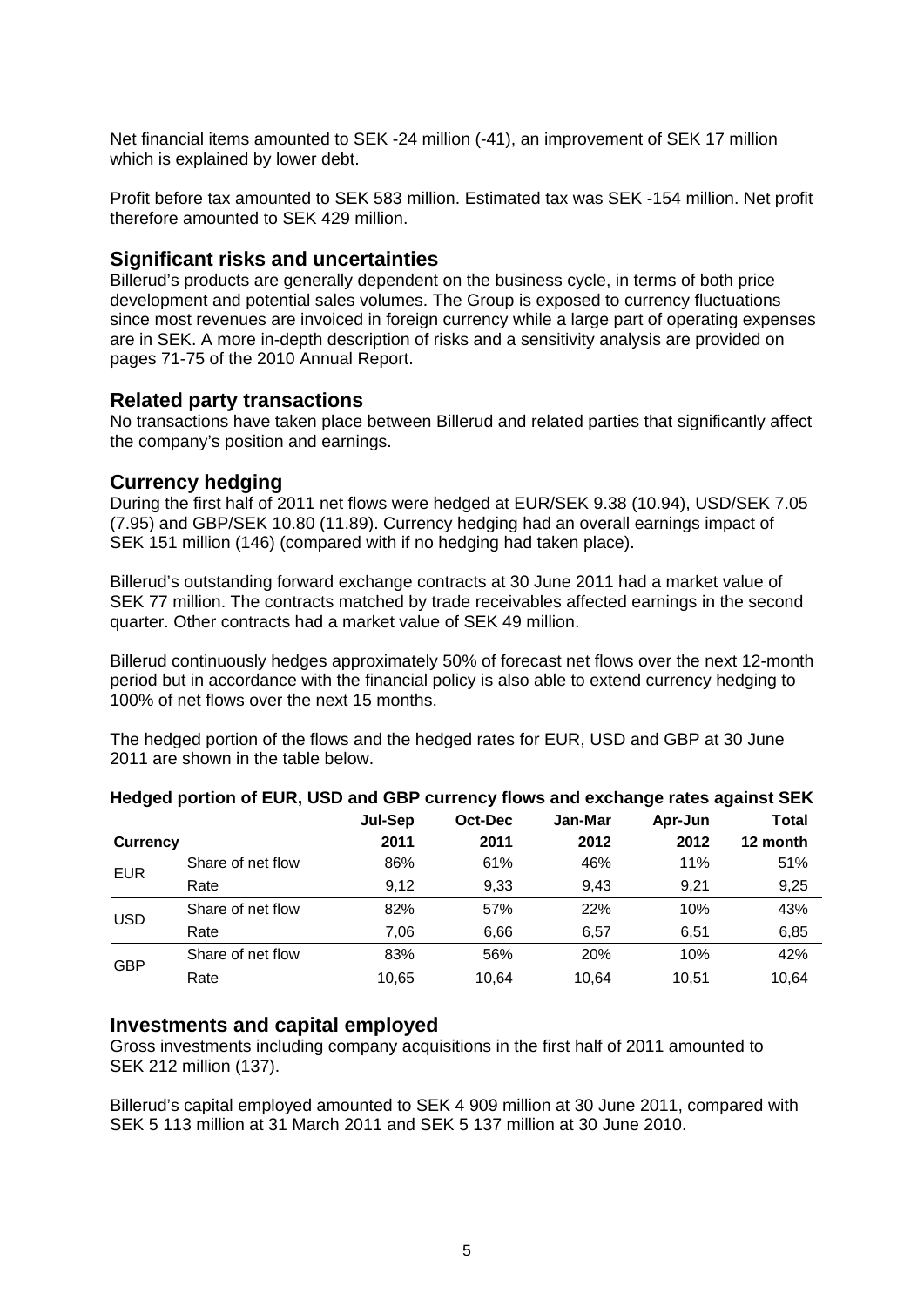Net financial items amounted to SEK -24 million (-41), an improvement of SEK 17 million which is explained by lower debt.

Profit before tax amounted to SEK 583 million. Estimated tax was SEK -154 million. Net profit therefore amounted to SEK 429 million.

## Significant risks and uncertainties

Billerud's products are generally dependent on the business cycle, in terms of both price development and potential sales volumes. The Group is exposed to currency fluctuations since most revenues are invoiced in foreign currency while a large part of operating expenses are in SEK. A more in-depth description of risks and a sensitivity analysis are provided on pages 71-75 of the 2010 Annual Report.

## Related party transactions

No transactions have taken place between Billerud and related parties that significantly affect the company's position and earnings.

## Currency hedging

During the first half of 2011 net flows were hedged at EUR/SEK 9.38 (10.94), USD/SEK 7.05 (7.95) and GBP/SEK 10.80 (11.89). Currency hedging had an overall earnings impact of SEK 151 million (146) (compared with if no hedging had taken place).

Billerud's outstanding forward exchange contracts at 30 June 2011 had a market value of SEK 77 million. The contracts matched by trade receivables affected earnings in the second quarter. Other contracts had a market value of SEK 49 million.

Billerud continuously hedges approximately 50% of forecast net flows over the next 12-month period but in accordance with the financial policy is also able to extend currency hedging to 100% of net flows over the next 15 months.

The hedged portion of the flows and the hedged rates for EUR, USD and GBP at 30 June 2011 are shown in the table below.

**Hedged portion of EUR, USD and GBP currency flows and exchange rates against SEK**

| Currency | | Jul-Sep 2011 | Oct-Dec 2011 | Jan-Mar 2012 | Apr-Jun 2012 | Total 12 month |
|---|---|---|---|---|---|---|
| EUR | Share of net flow | 86% | 61% | 46% | 11% | 51% |
| | Rate | 9,12 | 9,33 | 9,43 | 9,21 | 9,25 |
| USD | Share of net flow | 82% | 57% | 22% | 10% | 43% |
| | Rate | 7,06 | 6,66 | 6,57 | 6,51 | 6,85 |
| GBP | Share of net flow | 83% | 56% | 20% | 10% | 42% |
| | Rate | 10,65 | 10,64 | 10,64 | 10,51 | 10,64 |

## Investments and capital employed

Gross investments including company acquisitions in the first half of 2011 amounted to SEK 212 million (137).

Billerud's capital employed amounted to SEK 4 909 million at 30 June 2011, compared with SEK 5 113 million at 31 March 2011 and SEK 5 137 million at 30 June 2010.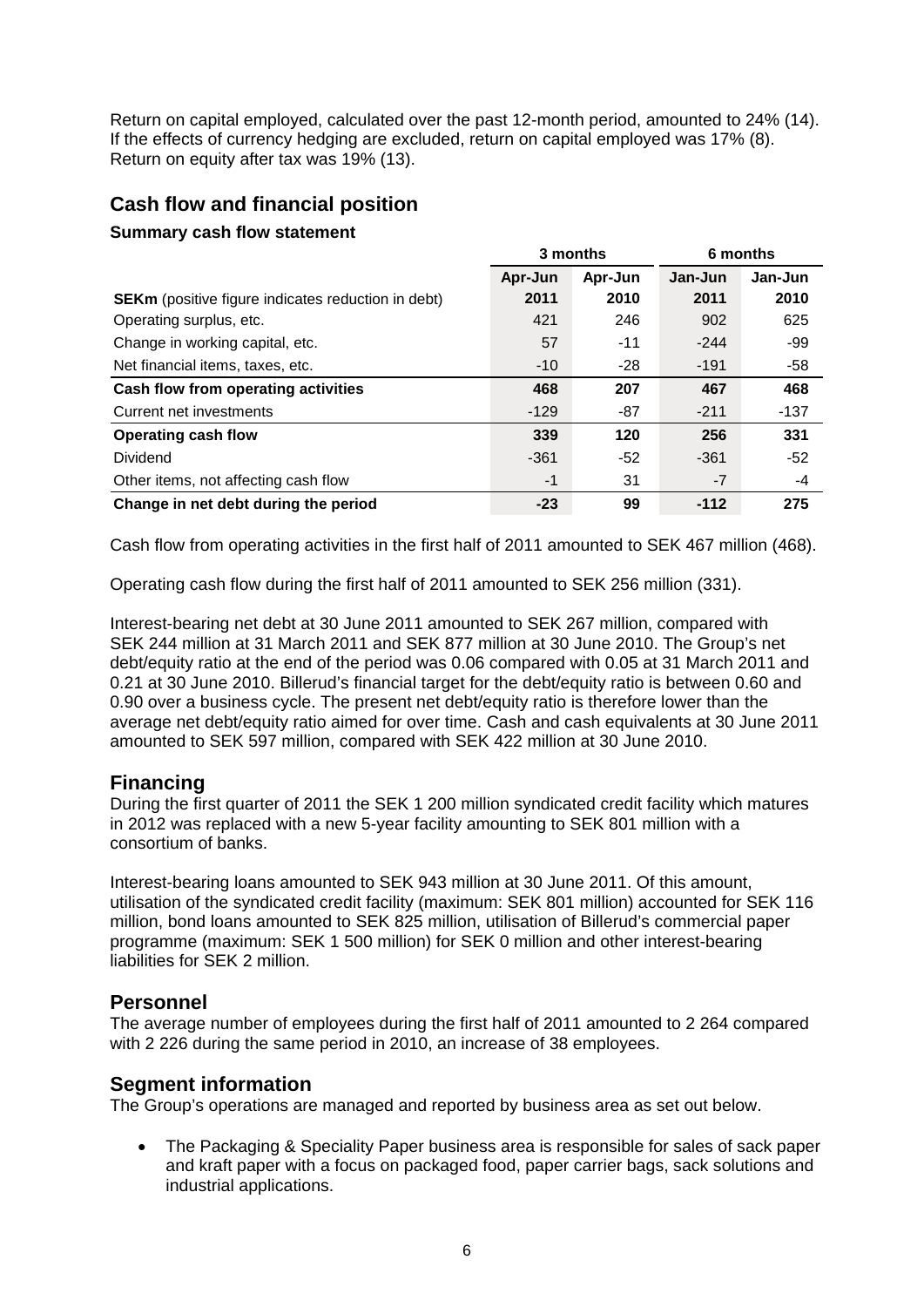Return on capital employed, calculated over the past 12-month period, amounted to 24% (14). If the effects of currency hedging are excluded, return on capital employed was 17% (8). Return on equity after tax was 19% (13).

## Cash flow and financial position

### Summary cash flow statement

| | 3 months | | 6 months | |
|---|---|---|---|---|
| **SEKm** (positive figure indicates reduction in debt) | **Apr-Jun 2011** | **Apr-Jun 2010** | **Jan-Jun 2011** | **Jan-Jun 2010** |
| Operating surplus, etc. | 421 | 246 | 902 | 625 |
| Change in working capital, etc. | 57 | -11 | -244 | -99 |
| Net financial items, taxes, etc. | -10 | -28 | -191 | -58 |
| **Cash flow from operating activities** | **468** | **207** | **467** | **468** |
| Current net investments | -129 | -87 | -211 | -137 |
| **Operating cash flow** | **339** | **120** | **256** | **331** |
| Dividend | -361 | -52 | -361 | -52 |
| Other items, not affecting cash flow | -1 | 31 | -7 | -4 |
| **Change in net debt during the period** | **-23** | **99** | **-112** | **275** |

Cash flow from operating activities in the first half of 2011 amounted to SEK 467 million (468).

Operating cash flow during the first half of 2011 amounted to SEK 256 million (331).

Interest-bearing net debt at 30 June 2011 amounted to SEK 267 million, compared with SEK 244 million at 31 March 2011 and SEK 877 million at 30 June 2010. The Group's net debt/equity ratio at the end of the period was 0.06 compared with 0.05 at 31 March 2011 and 0.21 at 30 June 2010. Billerud's financial target for the debt/equity ratio is between 0.60 and 0.90 over a business cycle. The present net debt/equity ratio is therefore lower than the average net debt/equity ratio aimed for over time. Cash and cash equivalents at 30 June 2011 amounted to SEK 597 million, compared with SEK 422 million at 30 June 2010.

## Financing

During the first quarter of 2011 the SEK 1 200 million syndicated credit facility which matures in 2012 was replaced with a new 5-year facility amounting to SEK 801 million with a consortium of banks.

Interest-bearing loans amounted to SEK 943 million at 30 June 2011. Of this amount, utilisation of the syndicated credit facility (maximum: SEK 801 million) accounted for SEK 116 million, bond loans amounted to SEK 825 million, utilisation of Billerud's commercial paper programme (maximum: SEK 1 500 million) for SEK 0 million and other interest-bearing liabilities for SEK 2 million.

## Personnel

The average number of employees during the first half of 2011 amounted to 2 264 compared with 2 226 during the same period in 2010, an increase of 38 employees.

## Segment information

The Group's operations are managed and reported by business area as set out below.

- The Packaging & Speciality Paper business area is responsible for sales of sack paper and kraft paper with a focus on packaged food, paper carrier bags, sack solutions and industrial applications.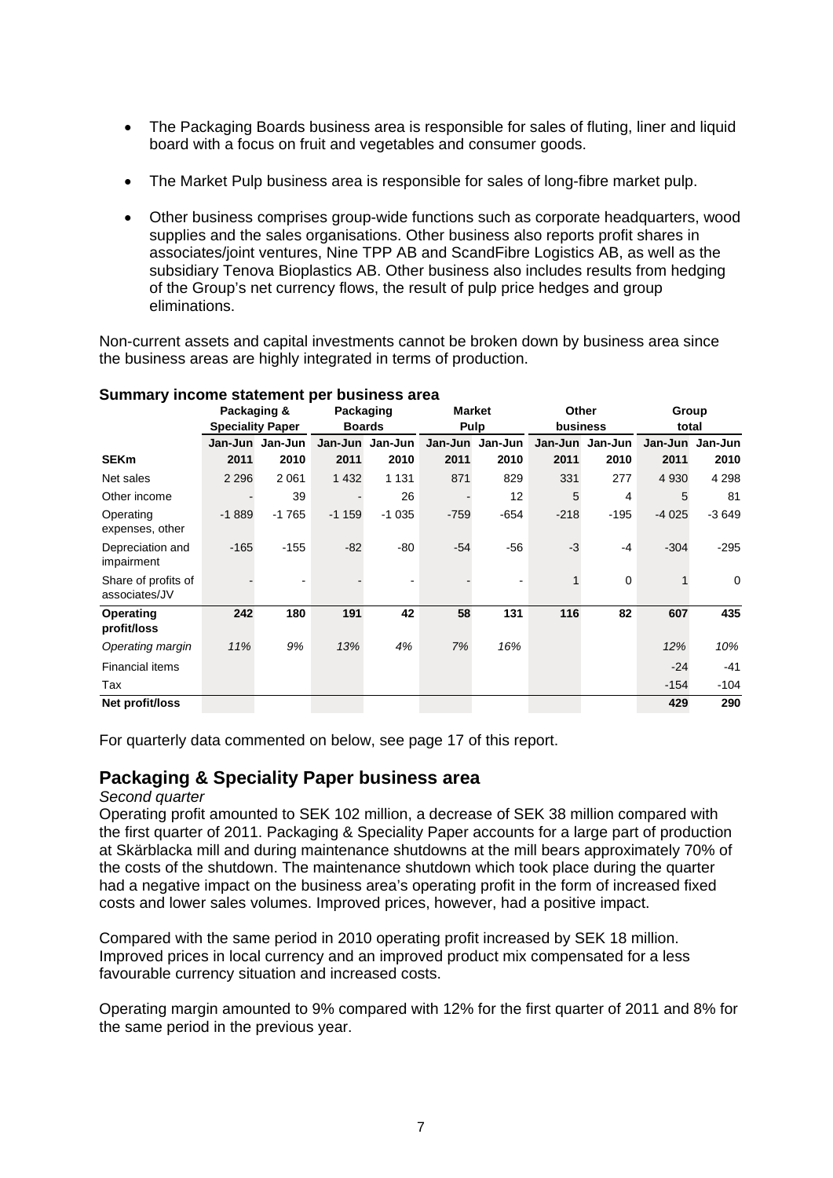- The Packaging Boards business area is responsible for sales of fluting, liner and liquid board with a focus on fruit and vegetables and consumer goods.

- The Market Pulp business area is responsible for sales of long-fibre market pulp.

- Other business comprises group-wide functions such as corporate headquarters, wood supplies and the sales organisations. Other business also reports profit shares in associates/joint ventures, Nine TPP AB and ScandFibre Logistics AB, as well as the subsidiary Tenova Bioplastics AB. Other business also includes results from hedging of the Group's net currency flows, the result of pulp price hedges and group eliminations.

Non-current assets and capital investments cannot be broken down by business area since the business areas are highly integrated in terms of production.

**Summary income statement per business area**

| | Packaging & Speciality Paper | | Packaging Boards | | Market Pulp | | Other business | | Group total | |
|---|---|---|---|---|---|---|---|---|---|---|
| **SEKm** | **Jan-Jun 2011** | **Jan-Jun 2010** | **Jan-Jun 2011** | **Jan-Jun 2010** | **Jan-Jun 2011** | **Jan-Jun 2010** | **Jan-Jun 2011** | **Jan-Jun 2010** | **Jan-Jun 2011** | **Jan-Jun 2010** |
| Net sales | 2 296 | 2 061 | 1 432 | 1 131 | 871 | 829 | 331 | 277 | 4 930 | 4 298 |
| Other income | - | 39 | - | 26 | - | 12 | 5 | 4 | 5 | 81 |
| Operating expenses, other | -1 889 | -1 765 | -1 159 | -1 035 | -759 | -654 | -218 | -195 | -4 025 | -3 649 |
| Depreciation and impairment | -165 | -155 | -82 | -80 | -54 | -56 | -3 | -4 | -304 | -295 |
| Share of profits of associates/JV | - | - | - | - | - | - | 1 | 0 | 1 | 0 |
| **Operating profit/loss** | **242** | **180** | **191** | **42** | **58** | **131** | **116** | **82** | **607** | **435** |
| *Operating margin* | *11%* | *9%* | *13%* | *4%* | *7%* | *16%* | | | *12%* | *10%* |
| Financial items | | | | | | | | | -24 | -41 |
| Tax | | | | | | | | | -154 | -104 |
| **Net profit/loss** | | | | | | | | | **429** | **290** |

For quarterly data commented on below, see page 17 of this report.

## Packaging & Speciality Paper business area

*Second quarter*

Operating profit amounted to SEK 102 million, a decrease of SEK 38 million compared with the first quarter of 2011. Packaging & Speciality Paper accounts for a large part of production at Skärblacka mill and during maintenance shutdowns at the mill bears approximately 70% of the costs of the shutdown. The maintenance shutdown which took place during the quarter had a negative impact on the business area's operating profit in the form of increased fixed costs and lower sales volumes. Improved prices, however, had a positive impact.

Compared with the same period in 2010 operating profit increased by SEK 18 million. Improved prices in local currency and an improved product mix compensated for a less favourable currency situation and increased costs.

Operating margin amounted to 9% compared with 12% for the first quarter of 2011 and 8% for the same period in the previous year.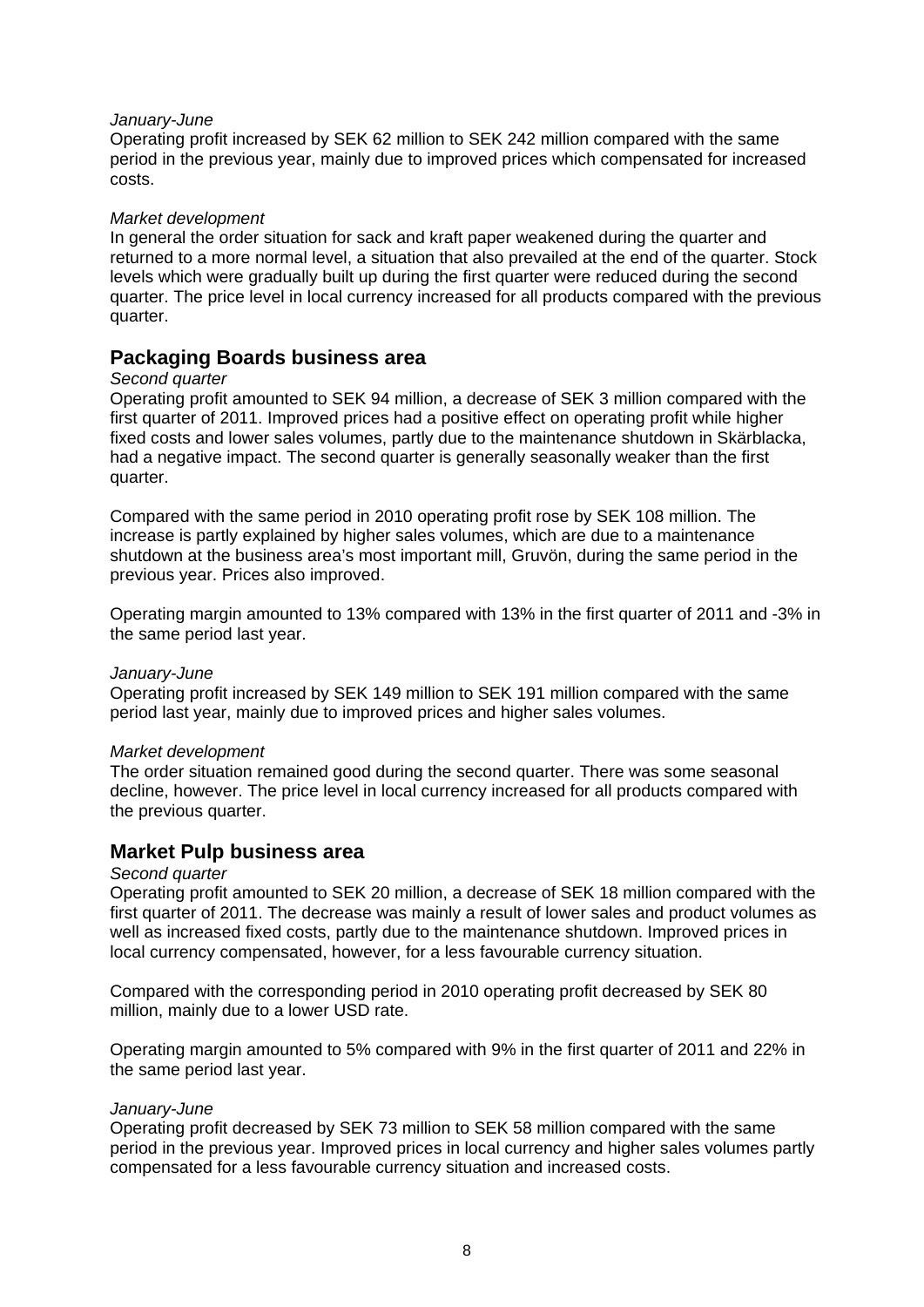*January-June*
Operating profit increased by SEK 62 million to SEK 242 million compared with the same period in the previous year, mainly due to improved prices which compensated for increased costs.

*Market development*
In general the order situation for sack and kraft paper weakened during the quarter and returned to a more normal level, a situation that also prevailed at the end of the quarter. Stock levels which were gradually built up during the first quarter were reduced during the second quarter. The price level in local currency increased for all products compared with the previous quarter.

## Packaging Boards business area

*Second quarter*
Operating profit amounted to SEK 94 million, a decrease of SEK 3 million compared with the first quarter of 2011. Improved prices had a positive effect on operating profit while higher fixed costs and lower sales volumes, partly due to the maintenance shutdown in Skärblacka, had a negative impact. The second quarter is generally seasonally weaker than the first quarter.

Compared with the same period in 2010 operating profit rose by SEK 108 million. The increase is partly explained by higher sales volumes, which are due to a maintenance shutdown at the business area's most important mill, Gruvön, during the same period in the previous year. Prices also improved.

Operating margin amounted to 13% compared with 13% in the first quarter of 2011 and -3% in the same period last year.

*January-June*
Operating profit increased by SEK 149 million to SEK 191 million compared with the same period last year, mainly due to improved prices and higher sales volumes.

*Market development*
The order situation remained good during the second quarter. There was some seasonal decline, however. The price level in local currency increased for all products compared with the previous quarter.

## Market Pulp business area

*Second quarter*
Operating profit amounted to SEK 20 million, a decrease of SEK 18 million compared with the first quarter of 2011. The decrease was mainly a result of lower sales and product volumes as well as increased fixed costs, partly due to the maintenance shutdown. Improved prices in local currency compensated, however, for a less favourable currency situation.

Compared with the corresponding period in 2010 operating profit decreased by SEK 80 million, mainly due to a lower USD rate.

Operating margin amounted to 5% compared with 9% in the first quarter of 2011 and 22% in the same period last year.

*January-June*
Operating profit decreased by SEK 73 million to SEK 58 million compared with the same period in the previous year. Improved prices in local currency and higher sales volumes partly compensated for a less favourable currency situation and increased costs.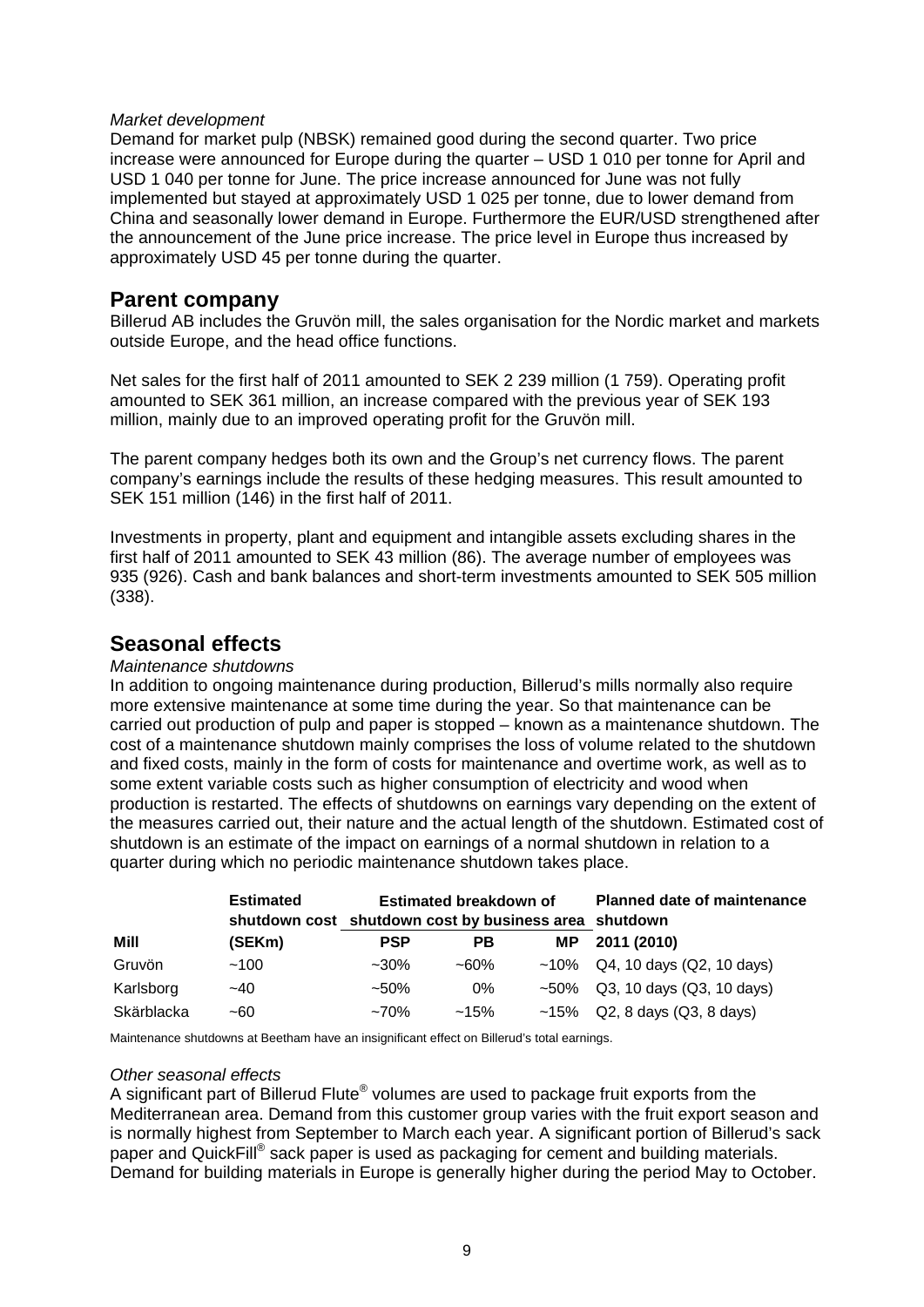*Market development*

Demand for market pulp (NBSK) remained good during the second quarter. Two price increase were announced for Europe during the quarter – USD 1 010 per tonne for April and USD 1 040 per tonne for June. The price increase announced for June was not fully implemented but stayed at approximately USD 1 025 per tonne, due to lower demand from China and seasonally lower demand in Europe. Furthermore the EUR/USD strengthened after the announcement of the June price increase. The price level in Europe thus increased by approximately USD 45 per tonne during the quarter.

## Parent company

Billerud AB includes the Gruvön mill, the sales organisation for the Nordic market and markets outside Europe, and the head office functions.

Net sales for the first half of 2011 amounted to SEK 2 239 million (1 759). Operating profit amounted to SEK 361 million, an increase compared with the previous year of SEK 193 million, mainly due to an improved operating profit for the Gruvön mill.

The parent company hedges both its own and the Group's net currency flows. The parent company's earnings include the results of these hedging measures. This result amounted to SEK 151 million (146) in the first half of 2011.

Investments in property, plant and equipment and intangible assets excluding shares in the first half of 2011 amounted to SEK 43 million (86). The average number of employees was 935 (926). Cash and bank balances and short-term investments amounted to SEK 505 million (338).

## Seasonal effects

*Maintenance shutdowns*

In addition to ongoing maintenance during production, Billerud's mills normally also require more extensive maintenance at some time during the year. So that maintenance can be carried out production of pulp and paper is stopped – known as a maintenance shutdown. The cost of a maintenance shutdown mainly comprises the loss of volume related to the shutdown and fixed costs, mainly in the form of costs for maintenance and overtime work, as well as to some extent variable costs such as higher consumption of electricity and wood when production is restarted. The effects of shutdowns on earnings vary depending on the extent of the measures carried out, their nature and the actual length of the shutdown. Estimated cost of shutdown is an estimate of the impact on earnings of a normal shutdown in relation to a quarter during which no periodic maintenance shutdown takes place.

| | **Estimated shutdown cost** | **Estimated breakdown of shutdown cost by business area** | | | **Planned date of maintenance shutdown** |
|---|---|---|---|---|---|
| **Mill** | **(SEKm)** | **PSP** | **PB** | **MP** | **2011 (2010)** |
| Gruvön | ~100 | ~30% | ~60% | ~10% | Q4, 10 days (Q2, 10 days) |
| Karlsborg | ~40 | ~50% | 0% | ~50% | Q3, 10 days (Q3, 10 days) |
| Skärblacka | ~60 | ~70% | ~15% | ~15% | Q2, 8 days (Q3, 8 days) |

Maintenance shutdowns at Beetham have an insignificant effect on Billerud's total earnings.

*Other seasonal effects*

A significant part of Billerud Flute® volumes are used to package fruit exports from the Mediterranean area. Demand from this customer group varies with the fruit export season and is normally highest from September to March each year. A significant portion of Billerud's sack paper and QuickFill® sack paper is used as packaging for cement and building materials. Demand for building materials in Europe is generally higher during the period May to October.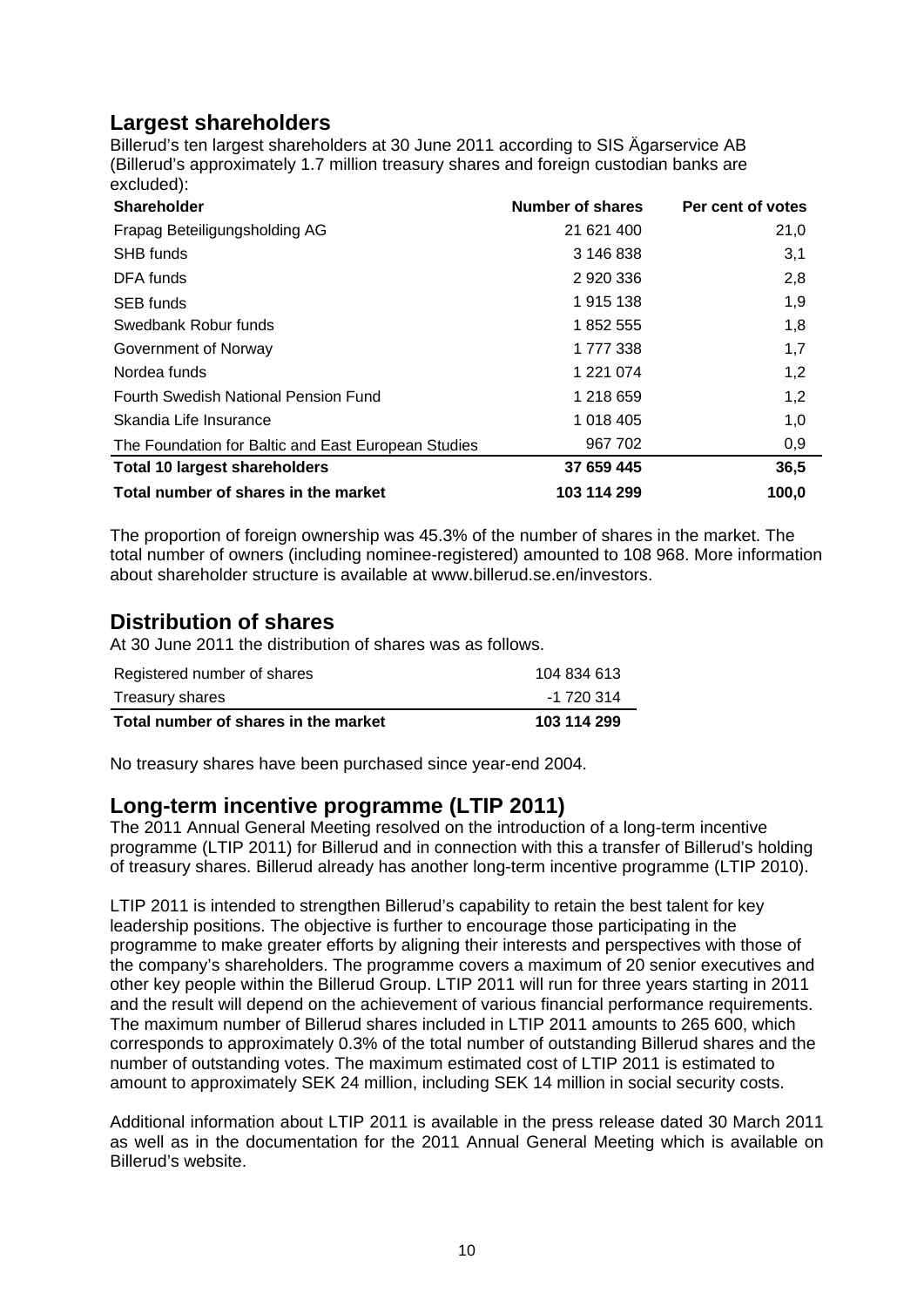## Largest shareholders

Billerud's ten largest shareholders at 30 June 2011 according to SIS Ägarservice AB (Billerud's approximately 1.7 million treasury shares and foreign custodian banks are excluded):

| Shareholder | Number of shares | Per cent of votes |
|---|---|---|
| Frapag Beteiligungsholding AG | 21 621 400 | 21,0 |
| SHB funds | 3 146 838 | 3,1 |
| DFA funds | 2 920 336 | 2,8 |
| SEB funds | 1 915 138 | 1,9 |
| Swedbank Robur funds | 1 852 555 | 1,8 |
| Government of Norway | 1 777 338 | 1,7 |
| Nordea funds | 1 221 074 | 1,2 |
| Fourth Swedish National Pension Fund | 1 218 659 | 1,2 |
| Skandia Life Insurance | 1 018 405 | 1,0 |
| The Foundation for Baltic and East European Studies | 967 702 | 0,9 |
| **Total 10 largest shareholders** | **37 659 445** | **36,5** |
| **Total number of shares in the market** | **103 114 299** | **100,0** |

The proportion of foreign ownership was 45.3% of the number of shares in the market. The total number of owners (including nominee-registered) amounted to 108 968. More information about shareholder structure is available at www.billerud.se.en/investors.

## Distribution of shares

At 30 June 2011 the distribution of shares was as follows.

| | |
|---|---|
| Registered number of shares | 104 834 613 |
| Treasury shares | -1 720 314 |
| **Total number of shares in the market** | **103 114 299** |

No treasury shares have been purchased since year-end 2004.

## Long-term incentive programme (LTIP 2011)

The 2011 Annual General Meeting resolved on the introduction of a long-term incentive programme (LTIP 2011) for Billerud and in connection with this a transfer of Billerud's holding of treasury shares. Billerud already has another long-term incentive programme (LTIP 2010).

LTIP 2011 is intended to strengthen Billerud's capability to retain the best talent for key leadership positions. The objective is further to encourage those participating in the programme to make greater efforts by aligning their interests and perspectives with those of the company's shareholders. The programme covers a maximum of 20 senior executives and other key people within the Billerud Group. LTIP 2011 will run for three years starting in 2011 and the result will depend on the achievement of various financial performance requirements. The maximum number of Billerud shares included in LTIP 2011 amounts to 265 600, which corresponds to approximately 0.3% of the total number of outstanding Billerud shares and the number of outstanding votes. The maximum estimated cost of LTIP 2011 is estimated to amount to approximately SEK 24 million, including SEK 14 million in social security costs.

Additional information about LTIP 2011 is available in the press release dated 30 March 2011 as well as in the documentation for the 2011 Annual General Meeting which is available on Billerud's website.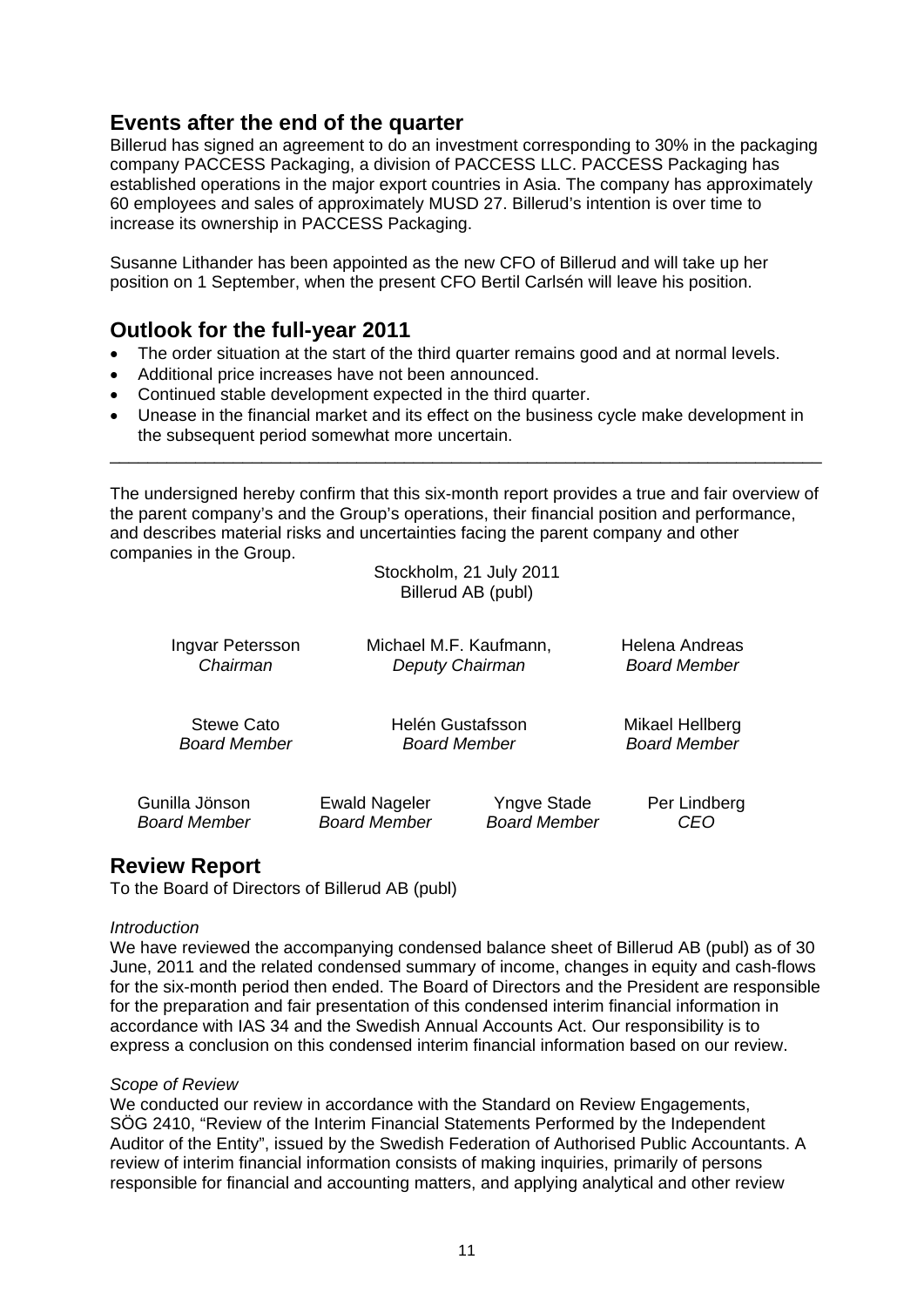## Events after the end of the quarter

Billerud has signed an agreement to do an investment corresponding to 30% in the packaging company PACCESS Packaging, a division of PACCESS LLC. PACCESS Packaging has established operations in the major export countries in Asia. The company has approximately 60 employees and sales of approximately MUSD 27. Billerud's intention is over time to increase its ownership in PACCESS Packaging.

Susanne Lithander has been appointed as the new CFO of Billerud and will take up her position on 1 September, when the present CFO Bertil Carlsén will leave his position.

## Outlook for the full-year 2011

- The order situation at the start of the third quarter remains good and at normal levels.
- Additional price increases have not been announced.
- Continued stable development expected in the third quarter.
- Unease in the financial market and its effect on the business cycle make development in the subsequent period somewhat more uncertain.

---

The undersigned hereby confirm that this six-month report provides a true and fair overview of the parent company's and the Group's operations, their financial position and performance, and describes material risks and uncertainties facing the parent company and other companies in the Group.

Stockholm, 21 July 2011
Billerud AB (publ)

Ingvar Petersson
*Chairman*

Michael M.F. Kaufmann,
*Deputy Chairman*

Helena Andreas
*Board Member*

Stewe Cato
*Board Member*

Helén Gustafsson
*Board Member*

Mikael Hellberg
*Board Member*

Gunilla Jönson
*Board Member*

Ewald Nageler
*Board Member*

Yngve Stade
*Board Member*

Per Lindberg
*CEO*

## Review Report

To the Board of Directors of Billerud AB (publ)

*Introduction*

We have reviewed the accompanying condensed balance sheet of Billerud AB (publ) as of 30 June, 2011 and the related condensed summary of income, changes in equity and cash-flows for the six-month period then ended. The Board of Directors and the President are responsible for the preparation and fair presentation of this condensed interim financial information in accordance with IAS 34 and the Swedish Annual Accounts Act. Our responsibility is to express a conclusion on this condensed interim financial information based on our review.

*Scope of Review*

We conducted our review in accordance with the Standard on Review Engagements, SÖG 2410, "Review of the Interim Financial Statements Performed by the Independent Auditor of the Entity", issued by the Swedish Federation of Authorised Public Accountants. A review of interim financial information consists of making inquiries, primarily of persons responsible for financial and accounting matters, and applying analytical and other review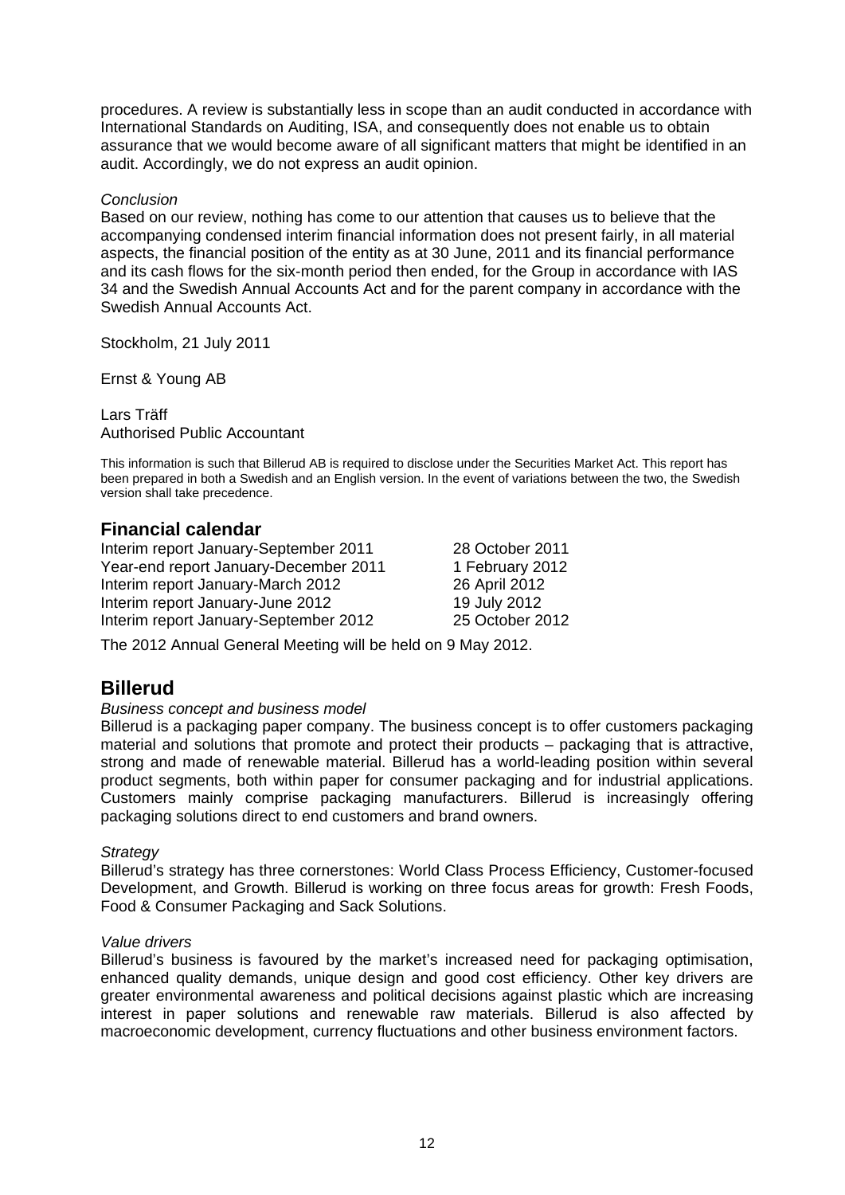procedures. A review is substantially less in scope than an audit conducted in accordance with International Standards on Auditing, ISA, and consequently does not enable us to obtain assurance that we would become aware of all significant matters that might be identified in an audit. Accordingly, we do not express an audit opinion.

*Conclusion*

Based on our review, nothing has come to our attention that causes us to believe that the accompanying condensed interim financial information does not present fairly, in all material aspects, the financial position of the entity as at 30 June, 2011 and its financial performance and its cash flows for the six-month period then ended, for the Group in accordance with IAS 34 and the Swedish Annual Accounts Act and for the parent company in accordance with the Swedish Annual Accounts Act.

Stockholm, 21 July 2011

Ernst & Young AB

Lars Träff
Authorised Public Accountant

This information is such that Billerud AB is required to disclose under the Securities Market Act. This report has been prepared in both a Swedish and an English version. In the event of variations between the two, the Swedish version shall take precedence.

## Financial calendar

| | |
|---|---|
| Interim report January-September 2011 | 28 October 2011 |
| Year-end report January-December 2011 | 1 February 2012 |
| Interim report January-March 2012 | 26 April 2012 |
| Interim report January-June 2012 | 19 July 2012 |
| Interim report January-September 2012 | 25 October 2012 |

The 2012 Annual General Meeting will be held on 9 May 2012.

## Billerud

*Business concept and business model*

Billerud is a packaging paper company. The business concept is to offer customers packaging material and solutions that promote and protect their products – packaging that is attractive, strong and made of renewable material. Billerud has a world-leading position within several product segments, both within paper for consumer packaging and for industrial applications. Customers mainly comprise packaging manufacturers. Billerud is increasingly offering packaging solutions direct to end customers and brand owners.

*Strategy*

Billerud's strategy has three cornerstones: World Class Process Efficiency, Customer-focused Development, and Growth. Billerud is working on three focus areas for growth: Fresh Foods, Food & Consumer Packaging and Sack Solutions.

*Value drivers*

Billerud's business is favoured by the market's increased need for packaging optimisation, enhanced quality demands, unique design and good cost efficiency. Other key drivers are greater environmental awareness and political decisions against plastic which are increasing interest in paper solutions and renewable raw materials. Billerud is also affected by macroeconomic development, currency fluctuations and other business environment factors.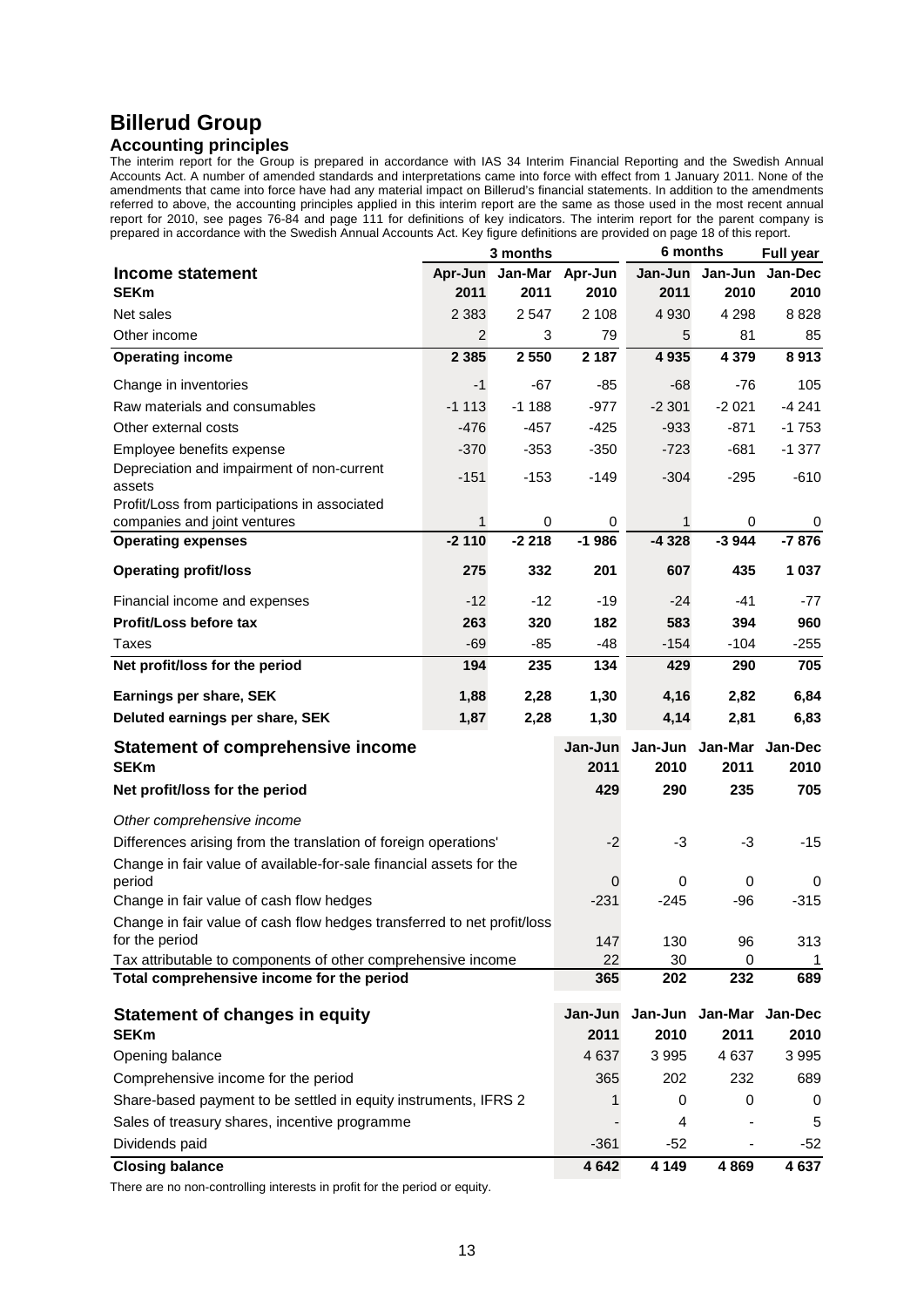# Billerud Group

## Accounting principles

The interim report for the Group is prepared in accordance with IAS 34 Interim Financial Reporting and the Swedish Annual Accounts Act. A number of amended standards and interpretations came into force with effect from 1 January 2011. None of the amendments that came into force have had any material impact on Billerud's financial statements. In addition to the amendments referred to above, the accounting principles applied in this interim report are the same as those used in the most recent annual report for 2010, see pages 76-84 and page 111 for definitions of key indicators. The interim report for the parent company is prepared in accordance with the Swedish Annual Accounts Act. Key figure definitions are provided on page 18 of this report.

| | 3 months | | | 6 months | | Full year |
|---|---|---|---|---|---|---|
| **Income statement** | **Apr-Jun** | **Jan-Mar** | **Apr-Jun** | **Jan-Jun** | **Jan-Jun** | **Jan-Dec** |
| **SEKm** | **2011** | **2011** | **2010** | **2011** | **2010** | **2010** |
| Net sales | 2 383 | 2 547 | 2 108 | 4 930 | 4 298 | 8 828 |
| Other income | 2 | 3 | 79 | 5 | 81 | 85 |
| **Operating income** | **2 385** | **2 550** | **2 187** | **4 935** | **4 379** | **8 913** |
| Change in inventories | -1 | -67 | -85 | -68 | -76 | 105 |
| Raw materials and consumables | -1 113 | -1 188 | -977 | -2 301 | -2 021 | -4 241 |
| Other external costs | -476 | -457 | -425 | -933 | -871 | -1 753 |
| Employee benefits expense | -370 | -353 | -350 | -723 | -681 | -1 377 |
| Depreciation and impairment of non-current assets | -151 | -153 | -149 | -304 | -295 | -610 |
| Profit/Loss from participations in associated companies and joint ventures | 1 | 0 | 0 | 1 | 0 | 0 |
| **Operating expenses** | **-2 110** | **-2 218** | **-1 986** | **-4 328** | **-3 944** | **-7 876** |
| **Operating profit/loss** | **275** | **332** | **201** | **607** | **435** | **1 037** |
| Financial income and expenses | -12 | -12 | -19 | -24 | -41 | -77 |
| **Profit/Loss before tax** | **263** | **320** | **182** | **583** | **394** | **960** |
| Taxes | -69 | -85 | -48 | -154 | -104 | -255 |
| **Net profit/loss for the period** | **194** | **235** | **134** | **429** | **290** | **705** |
| **Earnings per share, SEK** | **1,88** | **2,28** | **1,30** | **4,16** | **2,82** | **6,84** |
| **Deluted earnings per share, SEK** | **1,87** | **2,28** | **1,30** | **4,14** | **2,81** | **6,83** |

| **Statement of comprehensive income** | **Jan-Jun** | **Jan-Jun** | **Jan-Mar** | **Jan-Dec** |
|---|---|---|---|---|
| **SEKm** | **2011** | **2010** | **2011** | **2010** |
| **Net profit/loss for the period** | **429** | **290** | **235** | **705** |
| *Other comprehensive income* | | | | |
| Differences arising from the translation of foreign operations' | -2 | -3 | -3 | -15 |
| Change in fair value of available-for-sale financial assets for the period | 0 | 0 | 0 | 0 |
| Change in fair value of cash flow hedges | -231 | -245 | -96 | -315 |
| Change in fair value of cash flow hedges transferred to net profit/loss for the period | 147 | 130 | 96 | 313 |
| Tax attributable to components of other comprehensive income | 22 | 30 | 0 | 1 |
| **Total comprehensive income for the period** | **365** | **202** | **232** | **689** |

| **Statement of changes in equity** | **Jan-Jun** | **Jan-Jun** | **Jan-Mar** | **Jan-Dec** |
|---|---|---|---|---|
| **SEKm** | **2011** | **2010** | **2011** | **2010** |
| Opening balance | 4 637 | 3 995 | 4 637 | 3 995 |
| Comprehensive income for the period | 365 | 202 | 232 | 689 |
| Share-based payment to be settled in equity instruments, IFRS 2 | 1 | 0 | 0 | 0 |
| Sales of treasury shares, incentive programme | - | 4 | - | 5 |
| Dividends paid | -361 | -52 | - | -52 |
| **Closing balance** | **4 642** | **4 149** | **4 869** | **4 637** |

There are no non-controlling interests in profit for the period or equity.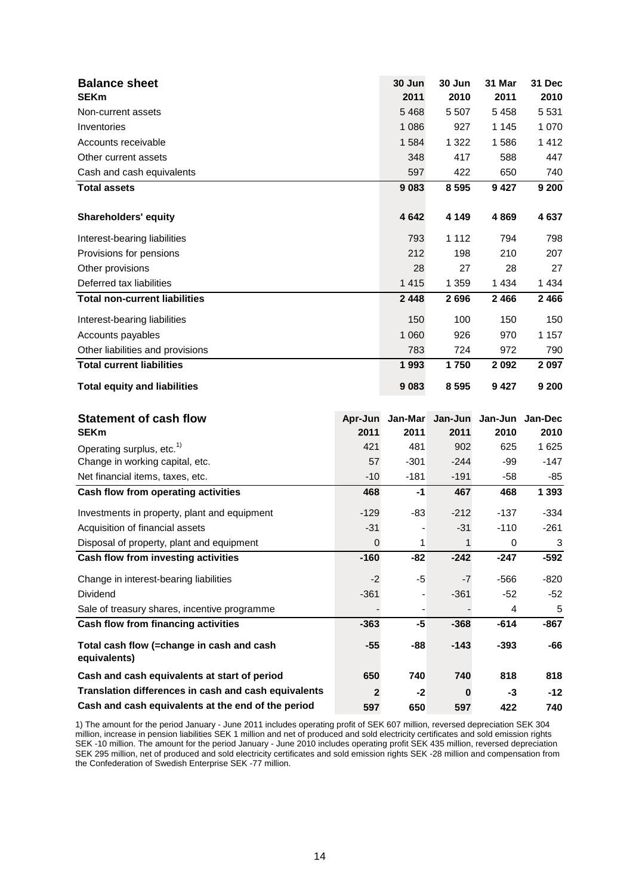## Balance sheet

| SEKm | 30 Jun 2011 | 30 Jun 2010 | 31 Mar 2011 | 31 Dec 2010 |
|---|---|---|---|---|
| Non-current assets | 5 468 | 5 507 | 5 458 | 5 531 |
| Inventories | 1 086 | 927 | 1 145 | 1 070 |
| Accounts receivable | 1 584 | 1 322 | 1 586 | 1 412 |
| Other current assets | 348 | 417 | 588 | 447 |
| Cash and cash equivalents | 597 | 422 | 650 | 740 |
| **Total assets** | **9 083** | **8 595** | **9 427** | **9 200** |
| **Shareholders' equity** | **4 642** | **4 149** | **4 869** | **4 637** |
| Interest-bearing liabilities | 793 | 1 112 | 794 | 798 |
| Provisions for pensions | 212 | 198 | 210 | 207 |
| Other provisions | 28 | 27 | 28 | 27 |
| Deferred tax liabilities | 1 415 | 1 359 | 1 434 | 1 434 |
| **Total non-current liabilities** | **2 448** | **2 696** | **2 466** | **2 466** |
| Interest-bearing liabilities | 150 | 100 | 150 | 150 |
| Accounts payables | 1 060 | 926 | 970 | 1 157 |
| Other liabilities and provisions | 783 | 724 | 972 | 790 |
| **Total current liabilities** | **1 993** | **1 750** | **2 092** | **2 097** |
| **Total equity and liabilities** | **9 083** | **8 595** | **9 427** | **9 200** |

## Statement of cash flow

| SEKm | Apr-Jun 2011 | Jan-Mar 2011 | Jan-Jun 2011 | Jan-Jun 2010 | Jan-Dec 2010 |
|---|---|---|---|---|---|
| Operating surplus, etc.[1] | 421 | 481 | 902 | 625 | 1 625 |
| Change in working capital, etc. | 57 | -301 | -244 | -99 | -147 |
| Net financial items, taxes, etc. | -10 | -181 | -191 | -58 | -85 |
| **Cash flow from operating activities** | **468** | **-1** | **467** | **468** | **1 393** |
| Investments in property, plant and equipment | -129 | -83 | -212 | -137 | -334 |
| Acquisition of financial assets | -31 | - | -31 | -110 | -261 |
| Disposal of property, plant and equipment | 0 | 1 | 1 | 0 | 3 |
| **Cash flow from investing activities** | **-160** | **-82** | **-242** | **-247** | **-592** |
| Change in interest-bearing liabilities | -2 | -5 | -7 | -566 | -820 |
| Dividend | -361 | - | -361 | -52 | -52 |
| Sale of treasury shares, incentive programme | - | - | - | 4 | 5 |
| **Cash flow from financing activities** | **-363** | **-5** | **-368** | **-614** | **-867** |
| **Total cash flow (=change in cash and cash equivalents)** | **-55** | **-88** | **-143** | **-393** | **-66** |
| **Cash and cash equivalents at start of period** | **650** | **740** | **740** | **818** | **818** |
| **Translation differences in cash and cash equivalents** | **2** | **-2** | **0** | **-3** | **-12** |
| **Cash and cash equivalents at the end of the period** | **597** | **650** | **597** | **422** | **740** |

1) The amount for the period January - June 2011 includes operating profit of SEK 607 million, reversed depreciation SEK 304 million, increase in pension liabilities SEK 1 million and net of produced and sold electricity certificates and sold emission rights SEK -10 million. The amount for the period January - June 2010 includes operating profit SEK 435 million, reversed depreciation SEK 295 million, net of produced and sold electricity certificates and sold emission rights SEK -28 million and compensation from the Confederation of Swedish Enterprise SEK -77 million.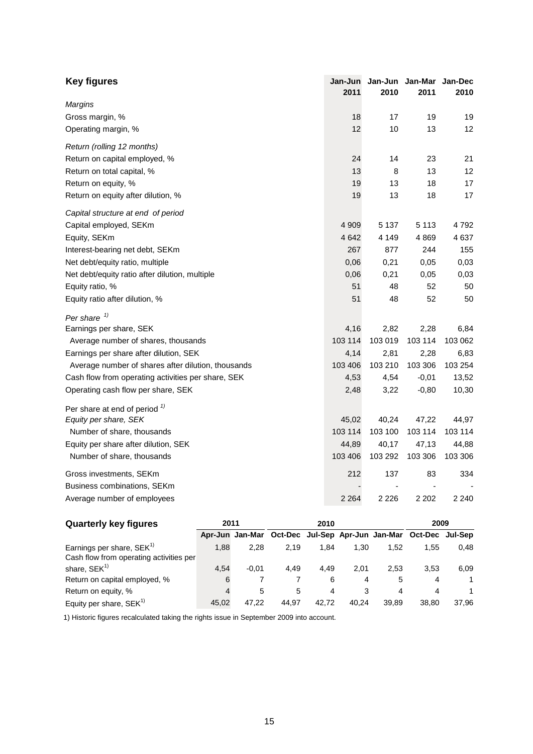| **Key figures** | **Jan-Jun 2011** | **Jan-Jun 2010** | **Jan-Mar 2011** | **Jan-Dec 2010** |
|---|---|---|---|---|
| *Margins* | | | | |
| Gross margin, % | 18 | 17 | 19 | 19 |
| Operating margin, % | 12 | 10 | 13 | 12 |
| *Return (rolling 12 months)* | | | | |
| Return on capital employed, % | 24 | 14 | 23 | 21 |
| Return on total capital, % | 13 | 8 | 13 | 12 |
| Return on equity, % | 19 | 13 | 18 | 17 |
| Return on equity after dilution, % | 19 | 13 | 18 | 17 |
| *Capital structure at end of period* | | | | |
| Capital employed, SEKm | 4 909 | 5 137 | 5 113 | 4 792 |
| Equity, SEKm | 4 642 | 4 149 | 4 869 | 4 637 |
| Interest-bearing net debt, SEKm | 267 | 877 | 244 | 155 |
| Net debt/equity ratio, multiple | 0,06 | 0,21 | 0,05 | 0,03 |
| Net debt/equity ratio after dilution, multiple | 0,06 | 0,21 | 0,05 | 0,03 |
| Equity ratio, % | 51 | 48 | 52 | 50 |
| Equity ratio after dilution, % | 51 | 48 | 52 | 50 |
| *Per share* [1] | | | | |
| Earnings per share, SEK | 4,16 | 2,82 | 2,28 | 6,84 |
| Average number of shares, thousands | 103 114 | 103 019 | 103 114 | 103 062 |
| Earnings per share after dilution, SEK | 4,14 | 2,81 | 2,28 | 6,83 |
| Average number of shares after dilution, thousands | 103 406 | 103 210 | 103 306 | 103 254 |
| Cash flow from operating activities per share, SEK | 4,53 | 4,54 | -0,01 | 13,52 |
| Operating cash flow per share, SEK | 2,48 | 3,22 | -0,80 | 10,30 |
| Per share at end of period [1] | | | | |
| *Equity per share, SEK* | 45,02 | 40,24 | 47,22 | 44,97 |
| Number of share, thousands | 103 114 | 103 100 | 103 114 | 103 114 |
| Equity per share after dilution, SEK | 44,89 | 40,17 | 47,13 | 44,88 |
| Number of share, thousands | 103 406 | 103 292 | 103 306 | 103 306 |
| Gross investments, SEKm | 212 | 137 | 83 | 334 |
| Business combinations, SEKm | - | - | - | - |
| Average number of employees | 2 264 | 2 226 | 2 202 | 2 240 |

| **Quarterly key figures** | **2011** | | **2010** | | | | **2009** | |
|---|---|---|---|---|---|---|---|---|
| | **Apr-Jun** | **Jan-Mar** | **Oct-Dec** | **Jul-Sep** | **Apr-Jun** | **Jan-Mar** | **Oct-Dec** | **Jul-Sep** |
| Earnings per share, SEK[1] | 1,88 | 2,28 | 2,19 | 1,84 | 1,30 | 1,52 | 1,55 | 0,48 |
| Cash flow from operating activities per share, SEK[1] | 4,54 | -0,01 | 4,49 | 4,49 | 2,01 | 2,53 | 3,53 | 6,09 |
| Return on capital employed, % | 6 | 7 | 7 | 6 | 4 | 5 | 4 | 1 |
| Return on equity, % | 4 | 5 | 5 | 4 | 3 | 4 | 4 | 1 |
| Equity per share, SEK[1] | 45,02 | 47,22 | 44,97 | 42,72 | 40,24 | 39,89 | 38,80 | 37,96 |

1) Historic figures recalculated taking the rights issue in September 2009 into account.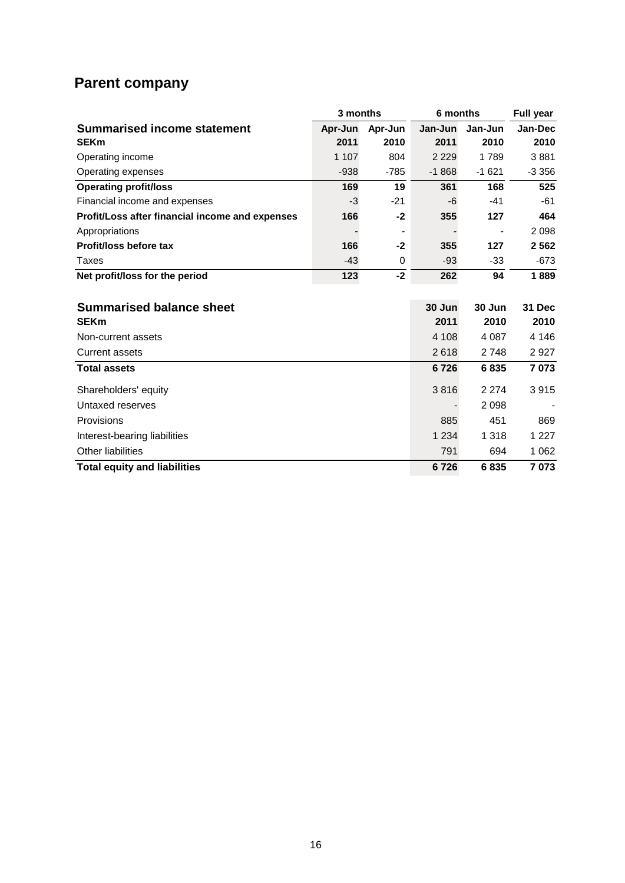## Parent company

| Summarised income statement | 3 months | | 6 months | | Full year |
|---|---|---|---|---|---|
| **SEKm** | **Apr-Jun 2011** | **Apr-Jun 2010** | **Jan-Jun 2011** | **Jan-Jun 2010** | **Jan-Dec 2010** |
| Operating income | 1 107 | 804 | 2 229 | 1 789 | 3 881 |
| Operating expenses | -938 | -785 | -1 868 | -1 621 | -3 356 |
| **Operating profit/loss** | **169** | **19** | **361** | **168** | **525** |
| Financial income and expenses | -3 | -21 | -6 | -41 | -61 |
| **Profit/Loss after financial income and expenses** | **166** | **-2** | **355** | **127** | **464** |
| Appropriations | - | - | - | - | 2 098 |
| **Profit/loss before tax** | **166** | **-2** | **355** | **127** | **2 562** |
| Taxes | -43 | 0 | -93 | -33 | -673 |
| **Net profit/loss for the period** | **123** | **-2** | **262** | **94** | **1 889** |

| Summarised balance sheet | | | |
|---|---|---|---|
| **SEKm** | **30 Jun 2011** | **30 Jun 2010** | **31 Dec 2010** |
| Non-current assets | 4 108 | 4 087 | 4 146 |
| Current assets | 2 618 | 2 748 | 2 927 |
| **Total assets** | **6 726** | **6 835** | **7 073** |
| Shareholders' equity | 3 816 | 2 274 | 3 915 |
| Untaxed reserves | - | 2 098 | - |
| Provisions | 885 | 451 | 869 |
| Interest-bearing liabilities | 1 234 | 1 318 | 1 227 |
| Other liabilities | 791 | 694 | 1 062 |
| **Total equity and liabilities** | **6 726** | **6 835** | **7 073** |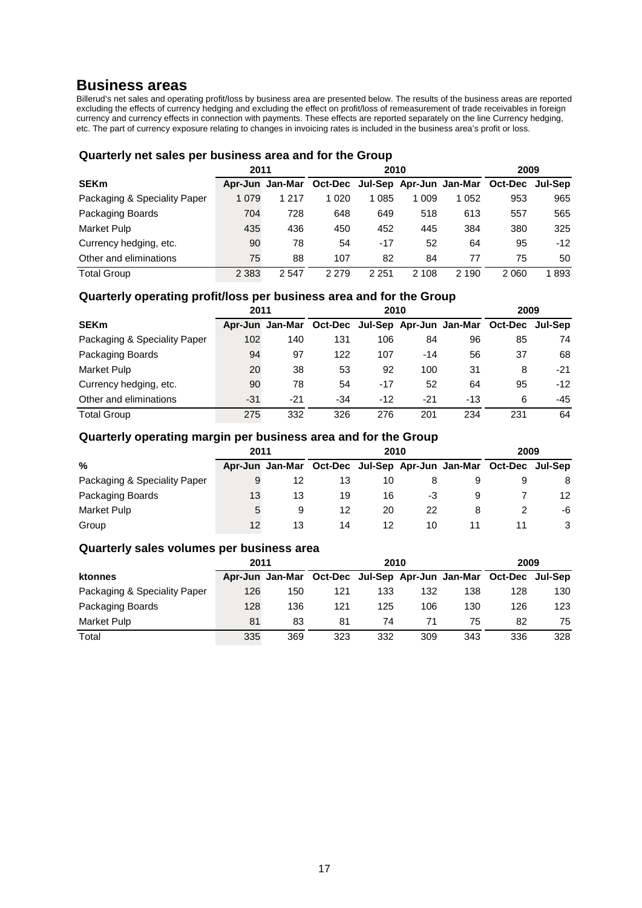# Business areas

Billerud's net sales and operating profit/loss by business area are presented below. The results of the business areas are reported excluding the effects of currency hedging and excluding the effect on profit/loss of remeasurement of trade receivables in foreign currency and currency effects in connection with payments. These effects are reported separately on the line Currency hedging, etc. The part of currency exposure relating to changes in invoicing rates is included in the business area's profit or loss.

### Quarterly net sales per business area and for the Group

| | 2011 | | 2010 | | | | 2009 | |
|---|---|---|---|---|---|---|---|---|
| **SEKm** | **Apr-Jun** | **Jan-Mar** | **Oct-Dec** | **Jul-Sep** | **Apr-Jun** | **Jan-Mar** | **Oct-Dec** | **Jul-Sep** |
| Packaging & Speciality Paper | 1 079 | 1 217 | 1 020 | 1 085 | 1 009 | 1 052 | 953 | 965 |
| Packaging Boards | 704 | 728 | 648 | 649 | 518 | 613 | 557 | 565 |
| Market Pulp | 435 | 436 | 450 | 452 | 445 | 384 | 380 | 325 |
| Currency hedging, etc. | 90 | 78 | 54 | -17 | 52 | 64 | 95 | -12 |
| Other and eliminations | 75 | 88 | 107 | 82 | 84 | 77 | 75 | 50 |
| Total Group | 2 383 | 2 547 | 2 279 | 2 251 | 2 108 | 2 190 | 2 060 | 1 893 |

### Quarterly operating profit/loss per business area and for the Group

| | 2011 | | 2010 | | | | 2009 | |
|---|---|---|---|---|---|---|---|---|
| **SEKm** | **Apr-Jun** | **Jan-Mar** | **Oct-Dec** | **Jul-Sep** | **Apr-Jun** | **Jan-Mar** | **Oct-Dec** | **Jul-Sep** |
| Packaging & Speciality Paper | 102 | 140 | 131 | 106 | 84 | 96 | 85 | 74 |
| Packaging Boards | 94 | 97 | 122 | 107 | -14 | 56 | 37 | 68 |
| Market Pulp | 20 | 38 | 53 | 92 | 100 | 31 | 8 | -21 |
| Currency hedging, etc. | 90 | 78 | 54 | -17 | 52 | 64 | 95 | -12 |
| Other and eliminations | -31 | -21 | -34 | -12 | -21 | -13 | 6 | -45 |
| Total Group | 275 | 332 | 326 | 276 | 201 | 234 | 231 | 64 |

### Quarterly operating margin per business area and for the Group

| | 2011 | | 2010 | | | | 2009 | |
|---|---|---|---|---|---|---|---|---|
| **%** | **Apr-Jun** | **Jan-Mar** | **Oct-Dec** | **Jul-Sep** | **Apr-Jun** | **Jan-Mar** | **Oct-Dec** | **Jul-Sep** |
| Packaging & Speciality Paper | 9 | 12 | 13 | 10 | 8 | 9 | 9 | 8 |
| Packaging Boards | 13 | 13 | 19 | 16 | -3 | 9 | 7 | 12 |
| Market Pulp | 5 | 9 | 12 | 20 | 22 | 8 | 2 | -6 |
| Group | 12 | 13 | 14 | 12 | 10 | 11 | 11 | 3 |

### Quarterly sales volumes per business area

| | 2011 | | 2010 | | | | 2009 | |
|---|---|---|---|---|---|---|---|---|
| **ktonnes** | **Apr-Jun** | **Jan-Mar** | **Oct-Dec** | **Jul-Sep** | **Apr-Jun** | **Jan-Mar** | **Oct-Dec** | **Jul-Sep** |
| Packaging & Speciality Paper | 126 | 150 | 121 | 133 | 132 | 138 | 128 | 130 |
| Packaging Boards | 128 | 136 | 121 | 125 | 106 | 130 | 126 | 123 |
| Market Pulp | 81 | 83 | 81 | 74 | 71 | 75 | 82 | 75 |
| Total | 335 | 369 | 323 | 332 | 309 | 343 | 336 | 328 |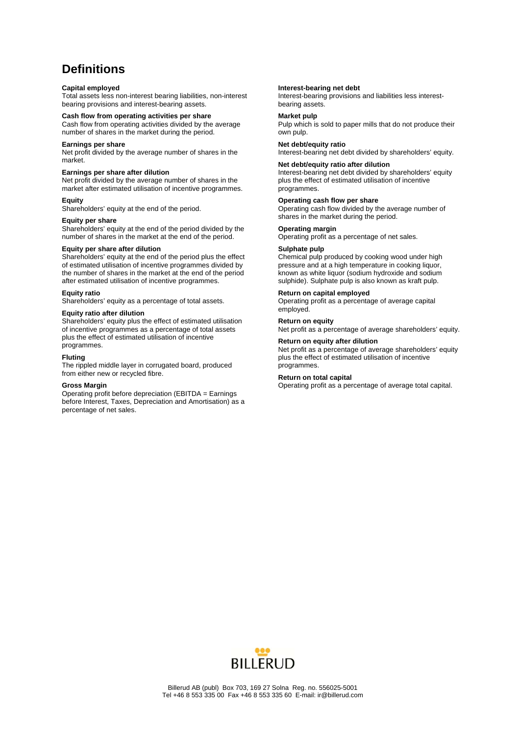# Definitions

**Capital employed**
Total assets less non-interest bearing liabilities, non-interest bearing provisions and interest-bearing assets.

**Cash flow from operating activities per share**
Cash flow from operating activities divided by the average number of shares in the market during the period.

**Earnings per share**
Net profit divided by the average number of shares in the market.

**Earnings per share after dilution**
Net profit divided by the average number of shares in the market after estimated utilisation of incentive programmes.

**Equity**
Shareholders' equity at the end of the period.

**Equity per share**
Shareholders' equity at the end of the period divided by the number of shares in the market at the end of the period.

**Equity per share after dilution**
Shareholders' equity at the end of the period plus the effect of estimated utilisation of incentive programmes divided by the number of shares in the market at the end of the period after estimated utilisation of incentive programmes.

**Equity ratio**
Shareholders' equity as a percentage of total assets.

**Equity ratio after dilution**
Shareholders' equity plus the effect of estimated utilisation of incentive programmes as a percentage of total assets plus the effect of estimated utilisation of incentive programmes.

**Fluting**
The rippled middle layer in corrugated board, produced from either new or recycled fibre.

**Gross Margin**
Operating profit before depreciation (EBITDA = Earnings before Interest, Taxes, Depreciation and Amortisation) as a percentage of net sales.

**Interest-bearing net debt**
Interest-bearing provisions and liabilities less interest-bearing assets.

**Market pulp**
Pulp which is sold to paper mills that do not produce their own pulp.

**Net debt/equity ratio**
Interest-bearing net debt divided by shareholders' equity.

**Net debt/equity ratio after dilution**
Interest-bearing net debt divided by shareholders' equity plus the effect of estimated utilisation of incentive programmes.

**Operating cash flow per share**
Operating cash flow divided by the average number of shares in the market during the period.

**Operating margin**
Operating profit as a percentage of net sales.

**Sulphate pulp**
Chemical pulp produced by cooking wood under high pressure and at a high temperature in cooking liquor, known as white liquor (sodium hydroxide and sodium sulphide). Sulphate pulp is also known as kraft pulp.

**Return on capital employed**
Operating profit as a percentage of average capital employed.

**Return on equity**
Net profit as a percentage of average shareholders' equity.

**Return on equity after dilution**
Net profit as a percentage of average shareholders' equity plus the effect of estimated utilisation of incentive programmes.

**Return on total capital**
Operating profit as a percentage of average total capital.

BILLERUD

Billerud AB (publ) Box 703, 169 27 Solna Reg. no. 556025-5001
Tel +46 8 553 335 00 Fax +46 8 553 335 60 E-mail: ir@billerud.com